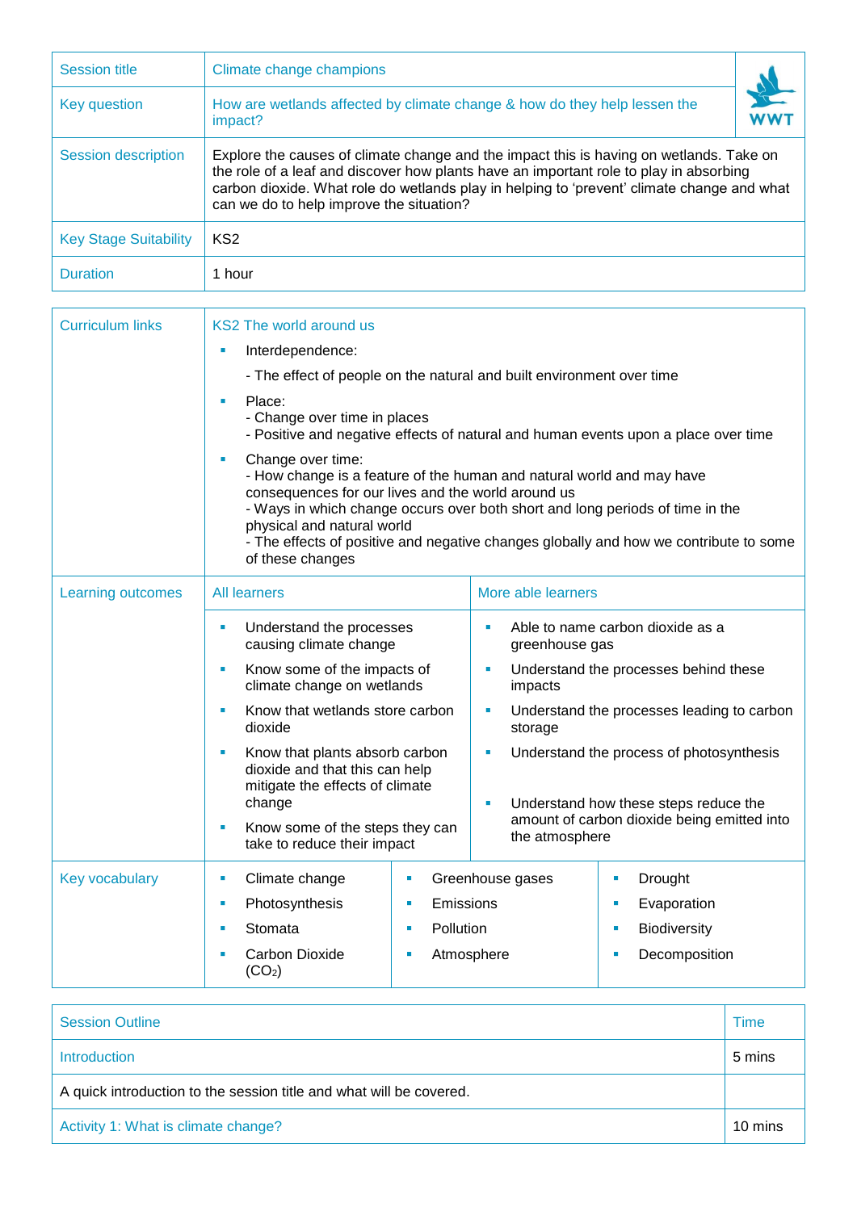| Session title | Climate change champions |
|---|---|
| Key question | How are wetlands affected by climate change & how do they help lessen the impact? |
| Session description | Explore the causes of climate change and the impact this is having on wetlands. Take on the role of a leaf and discover how plants have an important role to play in absorbing carbon dioxide. What role do wetlands play in helping to 'prevent' climate change and what can we do to help improve the situation? |
| Key Stage Suitability | KS2 |
| Duration | 1 hour |

| Curriculum links | KS2 The world around us |
|---|---|
| | ▪ Interdependence:<br>- The effect of people on the natural and built environment over time<br>▪ Place:<br>- Change over time in places<br>- Positive and negative effects of natural and human events upon a place over time<br>▪ Change over time:<br>- How change is a feature of the human and natural world and may have consequences for our lives and the world around us<br>- Ways in which change occurs over both short and long periods of time in the physical and natural world<br>- The effects of positive and negative changes globally and how we contribute to some of these changes |

| Learning outcomes | All learners | More able learners |
|---|---|---|
| | ▪ Understand the processes causing climate change | ▪ Able to name carbon dioxide as a greenhouse gas |
| | ▪ Know some of the impacts of climate change on wetlands | ▪ Understand the processes behind these impacts |
| | ▪ Know that wetlands store carbon dioxide | ▪ Understand the processes leading to carbon storage |
| | ▪ Know that plants absorb carbon dioxide and that this can help mitigate the effects of climate change | ▪ Understand the process of photosynthesis |
| | ▪ Know some of the steps they can take to reduce their impact | ▪ Understand how these steps reduce the amount of carbon dioxide being emitted into the atmosphere |

| Key vocabulary | | | |
|---|---|---|---|
| | ▪ Climate change | ▪ Greenhouse gases | ▪ Drought |
| | ▪ Photosynthesis | ▪ Emissions | ▪ Evaporation |
| | ▪ Stomata | ▪ Pollution | ▪ Biodiversity |
| | ▪ Carbon Dioxide ($CO_2$) | ▪ Atmosphere | ▪ Decomposition |

| Session Outline | Time |
|---|---|
| Introduction | 5 mins |
| A quick introduction to the session title and what will be covered. | |
| Activity 1: What is climate change? | 10 mins |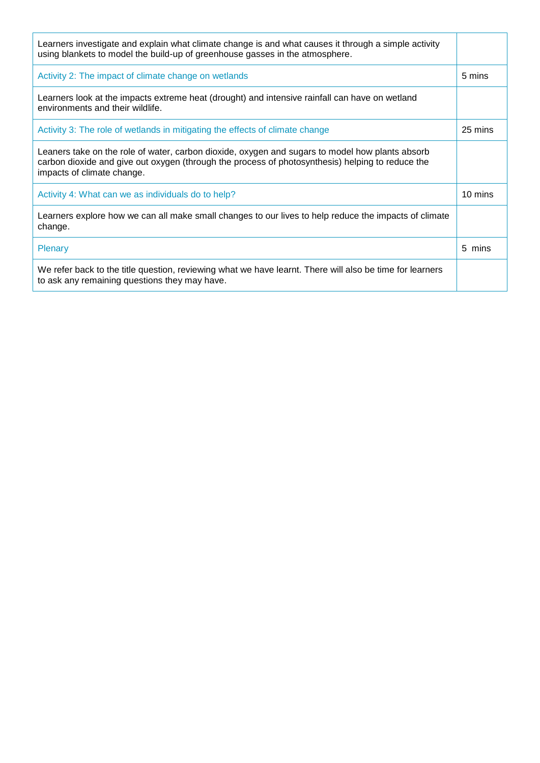| | |
|---|---|
| Learners investigate and explain what climate change is and what causes it through a simple activity using blankets to model the build-up of greenhouse gasses in the atmosphere. | |
| Activity 2: The impact of climate change on wetlands | 5 mins |
| Learners look at the impacts extreme heat (drought) and intensive rainfall can have on wetland environments and their wildlife. | |
| Activity 3: The role of wetlands in mitigating the effects of climate change | 25 mins |
| Leaners take on the role of water, carbon dioxide, oxygen and sugars to model how plants absorb carbon dioxide and give out oxygen (through the process of photosynthesis) helping to reduce the impacts of climate change. | |
| Activity 4: What can we as individuals do to help? | 10 mins |
| Learners explore how we can all make small changes to our lives to help reduce the impacts of climate change. | |
| Plenary | 5 mins |
| We refer back to the title question, reviewing what we have learnt. There will also be time for learners to ask any remaining questions they may have. | |